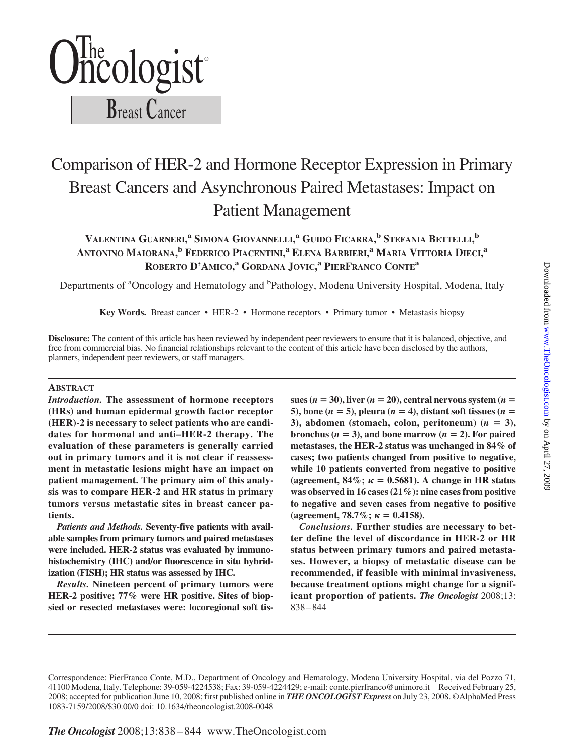# Comparison of HER-2 and Hormone Receptor Expression in Primary Breast Cancers and Asynchronous Paired Metastases: Impact on Patient Management

**Valentina Guarneri,[a] Simona Giovannelli,[a] Guido Ficarra,[b] Stefania Bettelli,[b] Antonino Maiorana,[b] Federico Piacentini,[a] Elena Barbieri,[a] Maria Vittoria Dieci,[a] Roberto D'Amico,[a] Gordana Jovic,[a] PierFranco Conte[a]**

Departments of [a]Oncology and Hematology and [b]Pathology, Modena University Hospital, Modena, Italy

**Key Words.** Breast cancer • HER-2 • Hormone receptors • Primary tumor • Metastasis biopsy

**Disclosure:** The content of this article has been reviewed by independent peer reviewers to ensure that it is balanced, objective, and free from commercial bias. No financial relationships relevant to the content of this article have been disclosed by the authors, planners, independent peer reviewers, or staff managers.

## Abstract

***Introduction.*** **The assessment of hormone receptors (HRs) and human epidermal growth factor receptor (HER)-2 is necessary to select patients who are candidates for hormonal and anti–HER-2 therapy. The evaluation of these parameters is generally carried out in primary tumors and it is not clear if reassessment in metastatic lesions might have an impact on patient management. The primary aim of this analysis was to compare HER-2 and HR status in primary tumors versus metastatic sites in breast cancer patients.**

***Patients and Methods.*** **Seventy-five patients with available samples from primary tumors and paired metastases were included. HER-2 status was evaluated by immunohistochemistry (IHC) and/or fluorescence in situ hybridization (FISH); HR status was assessed by IHC.**

***Results.*** **Nineteen percent of primary tumors were HER-2 positive; 77% were HR positive. Sites of biopsied or resected metastases were: locoregional soft tissues ($n = 30$), liver ($n = 20$), central nervous system ($n = 5$), bone ($n = 5$), pleura ($n = 4$), distant soft tissues ($n = 3$), abdomen (stomach, colon, peritoneum) ($n = 3$), bronchus ($n = 3$), and bone marrow ($n = 2$). For paired metastases, the HER-2 status was unchanged in 84% of cases; two patients changed from positive to negative, while 10 patients converted from negative to positive (agreement, 84%; $\kappa = 0.5681$). A change in HR status was observed in 16 cases (21%): nine cases from positive to negative and seven cases from negative to positive (agreement, 78.7%; $\kappa = 0.4158$).**

***Conclusions.*** **Further studies are necessary to better define the level of discordance in HER-2 or HR status between primary tumors and paired metastases. However, a biopsy of metastatic disease can be recommended, if feasible with minimal invasiveness, because treatment options might change for a significant proportion of patients.** ***The Oncologist*** 2008;13:838–844

Correspondence: PierFranco Conte, M.D., Department of Oncology and Hematology, Modena University Hospital, via del Pozzo 71, 41100 Modena, Italy. Telephone: 39-059-4224538; Fax: 39-059-4224429; e-mail: conte.pierfranco@unimore.it Received February 25, 2008; accepted for publication June 10, 2008; first published online in ***THE ONCOLOGIST Express*** on July 23, 2008. ©AlphaMed Press 1083-7159/2008/$30.00/0 doi: 10.1634/theoncologist.2008-0048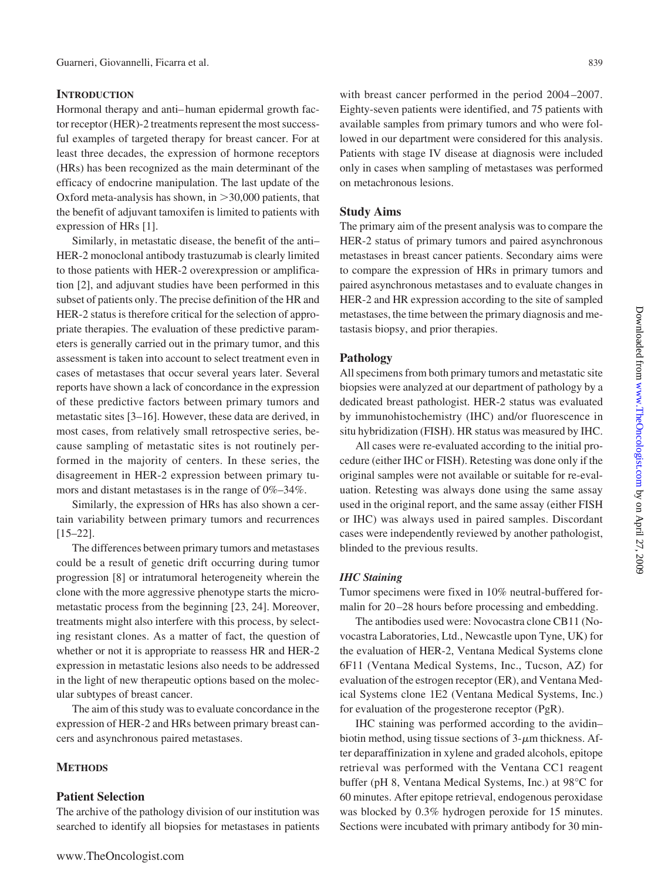## INTRODUCTION

Hormonal therapy and anti–human epidermal growth factor receptor (HER)-2 treatments represent the most successful examples of targeted therapy for breast cancer. For at least three decades, the expression of hormone receptors (HRs) has been recognized as the main determinant of the efficacy of endocrine manipulation. The last update of the Oxford meta-analysis has shown, in >30,000 patients, that the benefit of adjuvant tamoxifen is limited to patients with expression of HRs [1].

Similarly, in metastatic disease, the benefit of the anti–HER-2 monoclonal antibody trastuzumab is clearly limited to those patients with HER-2 overexpression or amplification [2], and adjuvant studies have been performed in this subset of patients only. The precise definition of the HR and HER-2 status is therefore critical for the selection of appropriate therapies. The evaluation of these predictive parameters is generally carried out in the primary tumor, and this assessment is taken into account to select treatment even in cases of metastases that occur several years later. Several reports have shown a lack of concordance in the expression of these predictive factors between primary tumors and metastatic sites [3–16]. However, these data are derived, in most cases, from relatively small retrospective series, because sampling of metastatic sites is not routinely performed in the majority of centers. In these series, the disagreement in HER-2 expression between primary tumors and distant metastases is in the range of 0%–34%.

Similarly, the expression of HRs has also shown a certain variability between primary tumors and recurrences [15–22].

The differences between primary tumors and metastases could be a result of genetic drift occurring during tumor progression [8] or intratumoral heterogeneity wherein the clone with the more aggressive phenotype starts the micrometastatic process from the beginning [23, 24]. Moreover, treatments might also interfere with this process, by selecting resistant clones. As a matter of fact, the question of whether or not it is appropriate to reassess HR and HER-2 expression in metastatic lesions also needs to be addressed in the light of new therapeutic options based on the molecular subtypes of breast cancer.

The aim of this study was to evaluate concordance in the expression of HER-2 and HRs between primary breast cancers and asynchronous paired metastases.

## METHODS

### Patient Selection

The archive of the pathology division of our institution was searched to identify all biopsies for metastases in patients with breast cancer performed in the period 2004–2007. Eighty-seven patients were identified, and 75 patients with available samples from primary tumors and who were followed in our department were considered for this analysis. Patients with stage IV disease at diagnosis were included only in cases when sampling of metastases was performed on metachronous lesions.

### Study Aims

The primary aim of the present analysis was to compare the HER-2 status of primary tumors and paired asynchronous metastases in breast cancer patients. Secondary aims were to compare the expression of HRs in primary tumors and paired asynchronous metastases and to evaluate changes in HER-2 and HR expression according to the site of sampled metastases, the time between the primary diagnosis and metastasis biopsy, and prior therapies.

### Pathology

All specimens from both primary tumors and metastatic site biopsies were analyzed at our department of pathology by a dedicated breast pathologist. HER-2 status was evaluated by immunohistochemistry (IHC) and/or fluorescence in situ hybridization (FISH). HR status was measured by IHC.

All cases were re-evaluated according to the initial procedure (either IHC or FISH). Retesting was done only if the original samples were not available or suitable for re-evaluation. Retesting was always done using the same assay used in the original report, and the same assay (either FISH or IHC) was always used in paired samples. Discordant cases were independently reviewed by another pathologist, blinded to the previous results.

#### *IHC Staining*

Tumor specimens were fixed in 10% neutral-buffered formalin for 20–28 hours before processing and embedding.

The antibodies used were: Novocastra clone CB11 (Novocastra Laboratories, Ltd., Newcastle upon Tyne, UK) for the evaluation of HER-2, Ventana Medical Systems clone 6F11 (Ventana Medical Systems, Inc., Tucson, AZ) for evaluation of the estrogen receptor (ER), and Ventana Medical Systems clone 1E2 (Ventana Medical Systems, Inc.) for evaluation of the progesterone receptor (PgR).

IHC staining was performed according to the avidin–biotin method, using tissue sections of 3-$\mu$m thickness. After deparaffinization in xylene and graded alcohols, epitope retrieval was performed with the Ventana CC1 reagent buffer (pH 8, Ventana Medical Systems, Inc.) at 98°C for 60 minutes. After epitope retrieval, endogenous peroxidase was blocked by 0.3% hydrogen peroxide for 15 minutes. Sections were incubated with primary antibody for 30 min-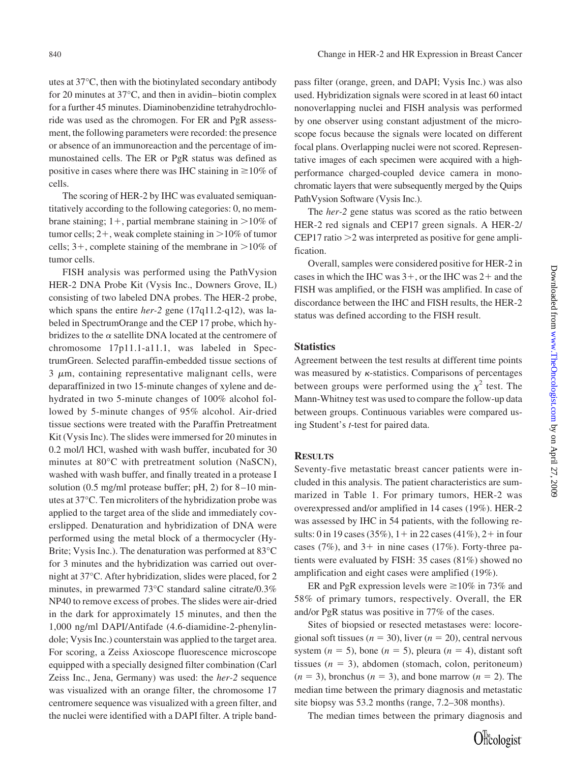utes at 37°C, then with the biotinylated secondary antibody for 20 minutes at 37°C, and then in avidin–biotin complex for a further 45 minutes. Diaminobenzidine tetrahydrochloride was used as the chromogen. For ER and PgR assessment, the following parameters were recorded: the presence or absence of an immunoreaction and the percentage of immunostained cells. The ER or PgR status was defined as positive in cases where there was IHC staining in ≥10% of cells.

The scoring of HER-2 by IHC was evaluated semiquantitatively according to the following categories: 0, no membrane staining; 1+, partial membrane staining in >10% of tumor cells; 2+, weak complete staining in >10% of tumor cells; 3+, complete staining of the membrane in >10% of tumor cells.

FISH analysis was performed using the PathVysion HER-2 DNA Probe Kit (Vysis Inc., Downers Grove, IL) consisting of two labeled DNA probes. The HER-2 probe, which spans the entire *her-2* gene (17q11.2-q12), was labeled in SpectrumOrange and the CEP 17 probe, which hybridizes to the $\alpha$ satellite DNA located at the centromere of chromosome 17p11.1-a11.1, was labeled in SpectrumGreen. Selected paraffin-embedded tissue sections of 3 $\mu$m, containing representative malignant cells, were deparaffinized in two 15-minute changes of xylene and dehydrated in two 5-minute changes of 100% alcohol followed by 5-minute changes of 95% alcohol. Air-dried tissue sections were treated with the Paraffin Pretreatment Kit (Vysis Inc). The slides were immersed for 20 minutes in 0.2 mol/l HCl, washed with wash buffer, incubated for 30 minutes at 80°C with pretreatment solution (NaSCN), washed with wash buffer, and finally treated in a protease I solution (0.5 mg/ml protease buffer; pH, 2) for 8–10 minutes at 37°C. Ten microliters of the hybridization probe was applied to the target area of the slide and immediately coverslipped. Denaturation and hybridization of DNA were performed using the metal block of a thermocycler (Hy-Brite; Vysis Inc.). The denaturation was performed at 83°C for 3 minutes and the hybridization was carried out overnight at 37°C. After hybridization, slides were placed, for 2 minutes, in prewarmed 73°C standard saline citrate/0.3% NP40 to remove excess of probes. The slides were air-dried in the dark for approximately 15 minutes, and then the 1,000 ng/ml DAPI/Antifade (4.6-diamidine-2-phenylindole; Vysis Inc.) counterstain was applied to the target area. For scoring, a Zeiss Axioscope fluorescence microscope equipped with a specially designed filter combination (Carl Zeiss Inc., Jena, Germany) was used: the *her-2* sequence was visualized with an orange filter, the chromosome 17 centromere sequence was visualized with a green filter, and the nuclei were identified with a DAPI filter. A triple band-pass filter (orange, green, and DAPI; Vysis Inc.) was also used. Hybridization signals were scored in at least 60 intact nonoverlapping nuclei and FISH analysis was performed by one observer using constant adjustment of the microscope focus because the signals were located on different focal plans. Overlapping nuclei were not scored. Representative images of each specimen were acquired with a high-performance charged-coupled device camera in monochromatic layers that were subsequently merged by the Quips PathVysion Software (Vysis Inc.).

The *her-2* gene status was scored as the ratio between HER-2 red signals and CEP17 green signals. A HER-2/CEP17 ratio >2 was interpreted as positive for gene amplification.

Overall, samples were considered positive for HER-2 in cases in which the IHC was 3+, or the IHC was 2+ and the FISH was amplified, or the FISH was amplified. In case of discordance between the IHC and FISH results, the HER-2 status was defined according to the FISH result.

## Statistics

Agreement between the test results at different time points was measured by $\kappa$-statistics. Comparisons of percentages between groups were performed using the $\chi^2$ test. The Mann-Whitney test was used to compare the follow-up data between groups. Continuous variables were compared using Student's *t*-test for paired data.

## Results

Seventy-five metastatic breast cancer patients were included in this analysis. The patient characteristics are summarized in Table 1. For primary tumors, HER-2 was overexpressed and/or amplified in 14 cases (19%). HER-2 was assessed by IHC in 54 patients, with the following results: 0 in 19 cases (35%), 1+ in 22 cases (41%), 2+ in four cases (7%), and 3+ in nine cases (17%). Forty-three patients were evaluated by FISH: 35 cases (81%) showed no amplification and eight cases were amplified (19%).

ER and PgR expression levels were ≥10% in 73% and 58% of primary tumors, respectively. Overall, the ER and/or PgR status was positive in 77% of the cases.

Sites of biopsied or resected metastases were: locoregional soft tissues ($n = 30$), liver ($n = 20$), central nervous system ($n = 5$), bone ($n = 5$), pleura ($n = 4$), distant soft tissues ($n = 3$), abdomen (stomach, colon, peritoneum) ($n = 3$), bronchus ($n = 3$), and bone marrow ($n = 2$). The median time between the primary diagnosis and metastatic site biopsy was 53.2 months (range, 7.2–308 months).

The median times between the primary diagnosis and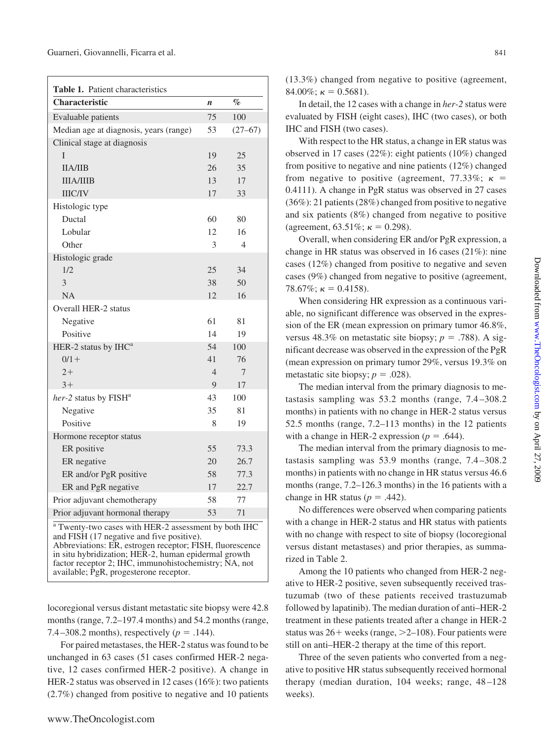**Table 1.** Patient characteristics

| Characteristic | *n* | % |
|---|---|---|
| Evaluable patients | 75 | 100 |
| Median age at diagnosis, years (range) | 53 | (27–67) |
| Clinical stage at diagnosis | | |
| I | 19 | 25 |
| IIA/IIB | 26 | 35 |
| IIIA/IIIB | 13 | 17 |
| IIIC/IV | 17 | 33 |
| Histologic type | | |
| Ductal | 60 | 80 |
| Lobular | 12 | 16 |
| Other | 3 | 4 |
| Histologic grade | | |
| 1/2 | 25 | 34 |
| 3 | 38 | 50 |
| NA | 12 | 16 |
| Overall HER-2 status | | |
| Negative | 61 | 81 |
| Positive | 14 | 19 |
| HER-2 status by IHC[a] | 54 | 100 |
| 0/1+ | 41 | 76 |
| 2+ | 4 | 7 |
| 3+ | 9 | 17 |
| *her-2* status by FISH[a] | 43 | 100 |
| Negative | 35 | 81 |
| Positive | 8 | 19 |
| Hormone receptor status | | |
| ER positive | 55 | 73.3 |
| ER negative | 20 | 26.7 |
| ER and/or PgR positive | 58 | 77.3 |
| ER and PgR negative | 17 | 22.7 |
| Prior adjuvant chemotherapy | 58 | 77 |
| Prior adjuvant hormonal therapy | 53 | 71 |

[a] Twenty-two cases with HER-2 assessment by both IHC and FISH (17 negative and five positive).
Abbreviations: ER, estrogen receptor; FISH, fluorescence in situ hybridization; HER-2, human epidermal growth factor receptor 2; IHC, immunohistochemistry; NA, not available; PgR, progesterone receptor.

locoregional versus distant metastatic site biopsy were 42.8 months (range, 7.2–197.4 months) and 54.2 months (range, 7.4–308.2 months), respectively ($p = .144$).

For paired metastases, the HER-2 status was found to be unchanged in 63 cases (51 cases confirmed HER-2 negative, 12 cases confirmed HER-2 positive). A change in HER-2 status was observed in 12 cases (16%): two patients (2.7%) changed from positive to negative and 10 patients (13.3%) changed from negative to positive (agreement, 84.00%; $\kappa = 0.5681$).

In detail, the 12 cases with a change in *her-2* status were evaluated by FISH (eight cases), IHC (two cases), or both IHC and FISH (two cases).

With respect to the HR status, a change in ER status was observed in 17 cases (22%): eight patients (10%) changed from positive to negative and nine patients (12%) changed from negative to positive (agreement, 77.33%; $\kappa = 0.4111$). A change in PgR status was observed in 27 cases (36%): 21 patients (28%) changed from positive to negative and six patients (8%) changed from negative to positive (agreement, 63.51%; $\kappa = 0.298$).

Overall, when considering ER and/or PgR expression, a change in HR status was observed in 16 cases (21%): nine cases (12%) changed from positive to negative and seven cases (9%) changed from negative to positive (agreement, 78.67%; $\kappa = 0.4158$).

When considering HR expression as a continuous variable, no significant difference was observed in the expression of the ER (mean expression on primary tumor 46.8%, versus 48.3% on metastatic site biopsy; $p = .788$). A significant decrease was observed in the expression of the PgR (mean expression on primary tumor 29%, versus 19.3% on metastatic site biopsy; $p = .028$).

The median interval from the primary diagnosis to metastasis sampling was 53.2 months (range, 7.4–308.2 months) in patients with no change in HER-2 status versus 52.5 months (range, 7.2–113 months) in the 12 patients with a change in HER-2 expression ($p = .644$).

The median interval from the primary diagnosis to metastasis sampling was 53.9 months (range, 7.4–308.2 months) in patients with no change in HR status versus 46.6 months (range, 7.2–126.3 months) in the 16 patients with a change in HR status ($p = .442$).

No differences were observed when comparing patients with a change in HER-2 status and HR status with patients with no change with respect to site of biopsy (locoregional versus distant metastases) and prior therapies, as summarized in Table 2.

Among the 10 patients who changed from HER-2 negative to HER-2 positive, seven subsequently received trastuzumab (two of these patients received trastuzumab followed by lapatinib). The median duration of anti–HER-2 treatment in these patients treated after a change in HER-2 status was 26+ weeks (range, >2–108). Four patients were still on anti–HER-2 therapy at the time of this report.

Three of the seven patients who converted from a negative to positive HR status subsequently received hormonal therapy (median duration, 104 weeks; range, 48–128 weeks).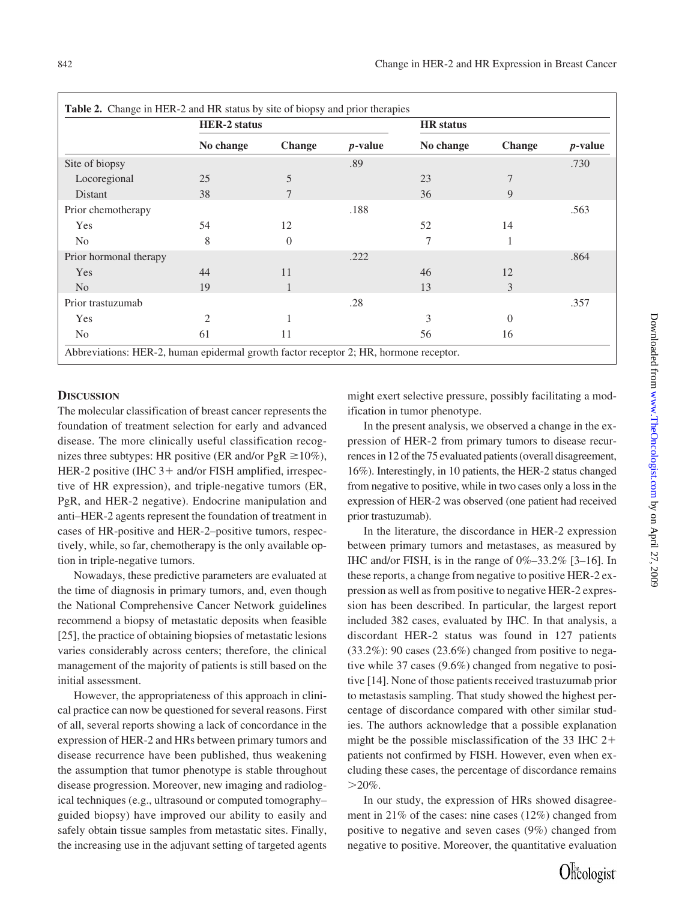**Table 2.** Change in HER-2 and HR status by site of biopsy and prior therapies

| | HER-2 status | | | HR status | | |
|---|---|---|---|---|---|---|
| | No change | Change | *p*-value | No change | Change | *p*-value |
| Site of biopsy | | | .89 | | | .730 |
| Locoregional | 25 | 5 | | 23 | 7 | |
| Distant | 38 | 7 | | 36 | 9 | |
| Prior chemotherapy | | | .188 | | | .563 |
| Yes | 54 | 12 | | 52 | 14 | |
| No | 8 | 0 | | 7 | 1 | |
| Prior hormonal therapy | | | .222 | | | .864 |
| Yes | 44 | 11 | | 46 | 12 | |
| No | 19 | 1 | | 13 | 3 | |
| Prior trastuzumab | | | .28 | | | .357 |
| Yes | 2 | 1 | | 3 | 0 | |
| No | 61 | 11 | | 56 | 16 | |

Abbreviations: HER-2, human epidermal growth factor receptor 2; HR, hormone receptor.

## Discussion

The molecular classification of breast cancer represents the foundation of treatment selection for early and advanced disease. The more clinically useful classification recognizes three subtypes: HR positive (ER and/or PgR $\geq$10%), HER-2 positive (IHC 3+ and/or FISH amplified, irrespective of HR expression), and triple-negative tumors (ER, PgR, and HER-2 negative). Endocrine manipulation and anti–HER-2 agents represent the foundation of treatment in cases of HR-positive and HER-2–positive tumors, respectively, while, so far, chemotherapy is the only available option in triple-negative tumors.

Nowadays, these predictive parameters are evaluated at the time of diagnosis in primary tumors, and, even though the National Comprehensive Cancer Network guidelines recommend a biopsy of metastatic deposits when feasible [25], the practice of obtaining biopsies of metastatic lesions varies considerably across centers; therefore, the clinical management of the majority of patients is still based on the initial assessment.

However, the appropriateness of this approach in clinical practice can now be questioned for several reasons. First of all, several reports showing a lack of concordance in the expression of HER-2 and HRs between primary tumors and disease recurrence have been published, thus weakening the assumption that tumor phenotype is stable throughout disease progression. Moreover, new imaging and radiological techniques (e.g., ultrasound or computed tomography–guided biopsy) have improved our ability to easily and safely obtain tissue samples from metastatic sites. Finally, the increasing use in the adjuvant setting of targeted agents might exert selective pressure, possibly facilitating a modification in tumor phenotype.

In the present analysis, we observed a change in the expression of HER-2 from primary tumors to disease recurrences in 12 of the 75 evaluated patients (overall disagreement, 16%). Interestingly, in 10 patients, the HER-2 status changed from negative to positive, while in two cases only a loss in the expression of HER-2 was observed (one patient had received prior trastuzumab).

In the literature, the discordance in HER-2 expression between primary tumors and metastases, as measured by IHC and/or FISH, is in the range of 0%–33.2% [3–16]. In these reports, a change from negative to positive HER-2 expression as well as from positive to negative HER-2 expression has been described. In particular, the largest report included 382 cases, evaluated by IHC. In that analysis, a discordant HER-2 status was found in 127 patients (33.2%): 90 cases (23.6%) changed from positive to negative while 37 cases (9.6%) changed from negative to positive [14]. None of those patients received trastuzumab prior to metastasis sampling. That study showed the highest percentage of discordance compared with other similar studies. The authors acknowledge that a possible explanation might be the possible misclassification of the 33 IHC 2+ patients not confirmed by FISH. However, even when excluding these cases, the percentage of discordance remains >20%.

In our study, the expression of HRs showed disagreement in 21% of the cases: nine cases (12%) changed from positive to negative and seven cases (9%) changed from negative to positive. Moreover, the quantitative evaluation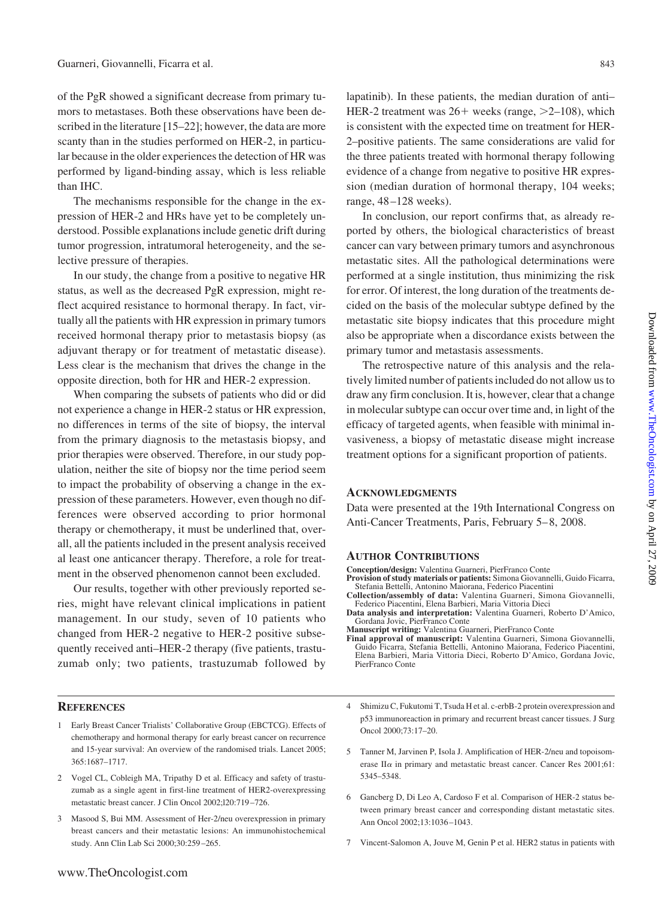of the PgR showed a significant decrease from primary tumors to metastases. Both these observations have been described in the literature [15–22]; however, the data are more scanty than in the studies performed on HER-2, in particular because in the older experiences the detection of HR was performed by ligand-binding assay, which is less reliable than IHC.

The mechanisms responsible for the change in the expression of HER-2 and HRs have yet to be completely understood. Possible explanations include genetic drift during tumor progression, intratumoral heterogeneity, and the selective pressure of therapies.

In our study, the change from a positive to negative HR status, as well as the decreased PgR expression, might reflect acquired resistance to hormonal therapy. In fact, virtually all the patients with HR expression in primary tumors received hormonal therapy prior to metastasis biopsy (as adjuvant therapy or for treatment of metastatic disease). Less clear is the mechanism that drives the change in the opposite direction, both for HR and HER-2 expression.

When comparing the subsets of patients who did or did not experience a change in HER-2 status or HR expression, no differences in terms of the site of biopsy, the interval from the primary diagnosis to the metastasis biopsy, and prior therapies were observed. Therefore, in our study population, neither the site of biopsy nor the time period seem to impact the probability of observing a change in the expression of these parameters. However, even though no differences were observed according to prior hormonal therapy or chemotherapy, it must be underlined that, overall, all the patients included in the present analysis received al least one anticancer therapy. Therefore, a role for treatment in the observed phenomenon cannot been excluded.

Our results, together with other previously reported series, might have relevant clinical implications in patient management. In our study, seven of 10 patients who changed from HER-2 negative to HER-2 positive subsequently received anti–HER-2 therapy (five patients, trastuzumab only; two patients, trastuzumab followed by lapatinib). In these patients, the median duration of anti–HER-2 treatment was 26+ weeks (range, >2–108), which is consistent with the expected time on treatment for HER-2–positive patients. The same considerations are valid for the three patients treated with hormonal therapy following evidence of a change from negative to positive HR expression (median duration of hormonal therapy, 104 weeks; range, 48–128 weeks).

In conclusion, our report confirms that, as already reported by others, the biological characteristics of breast cancer can vary between primary tumors and asynchronous metastatic sites. All the pathological determinations were performed at a single institution, thus minimizing the risk for error. Of interest, the long duration of the treatments decided on the basis of the molecular subtype defined by the metastatic site biopsy indicates that this procedure might also be appropriate when a discordance exists between the primary tumor and metastasis assessments.

The retrospective nature of this analysis and the relatively limited number of patients included do not allow us to draw any firm conclusion. It is, however, clear that a change in molecular subtype can occur over time and, in light of the efficacy of targeted agents, when feasible with minimal invasiveness, a biopsy of metastatic disease might increase treatment options for a significant proportion of patients.

## Acknowledgments

Data were presented at the 19th International Congress on Anti-Cancer Treatments, Paris, February 5–8, 2008.

## Author Contributions

**Conception/design:** Valentina Guarneri, PierFranco Conte
**Provision of study materials or patients:** Simona Giovannelli, Guido Ficarra, Stefania Bettelli, Antonino Maiorana, Federico Piacentini
**Collection/assembly of data:** Valentina Guarneri, Simona Giovannelli, Federico Piacentini, Elena Barbieri, Maria Vittoria Dieci
**Data analysis and interpretation:** Valentina Guarneri, Roberto D'Amico, Gordana Jovic, PierFranco Conte
**Manuscript writing:** Valentina Guarneri, PierFranco Conte
**Final approval of manuscript:** Valentina Guarneri, Simona Giovannelli, Guido Ficarra, Stefania Bettelli, Antonino Maiorana, Federico Piacentini, Elena Barbieri, Maria Vittoria Dieci, Roberto D'Amico, Gordana Jovic, PierFranco Conte

## References

1 Early Breast Cancer Trialists' Collaborative Group (EBCTCG). Effects of chemotherapy and hormonal therapy for early breast cancer on recurrence and 15-year survival: An overview of the randomised trials. Lancet 2005; 365:1687–1717.

2 Vogel CL, Cobleigh MA, Tripathy D et al. Efficacy and safety of trastuzumab as a single agent in first-line treatment of HER2-overexpressing metastatic breast cancer. J Clin Oncol 2002;l20:719–726.

3 Masood S, Bui MM. Assessment of Her-2/neu overexpression in primary breast cancers and their metastatic lesions: An immunohistochemical study. Ann Clin Lab Sci 2000;30:259–265.

4 Shimizu C, Fukutomi T, Tsuda H et al. c-erbB-2 protein overexpression and p53 immunoreaction in primary and recurrent breast cancer tissues. J Surg Oncol 2000;73:17–20.

5 Tanner M, Jarvinen P, Isola J. Amplification of HER-2/neu and topoisomerase II$\alpha$ in primary and metastatic breast cancer. Cancer Res 2001;61: 5345–5348.

6 Gancberg D, Di Leo A, Cardoso F et al. Comparison of HER-2 status between primary breast cancer and corresponding distant metastatic sites. Ann Oncol 2002;13:1036–1043.

7 Vincent-Salomon A, Jouve M, Genin P et al. HER2 status in patients with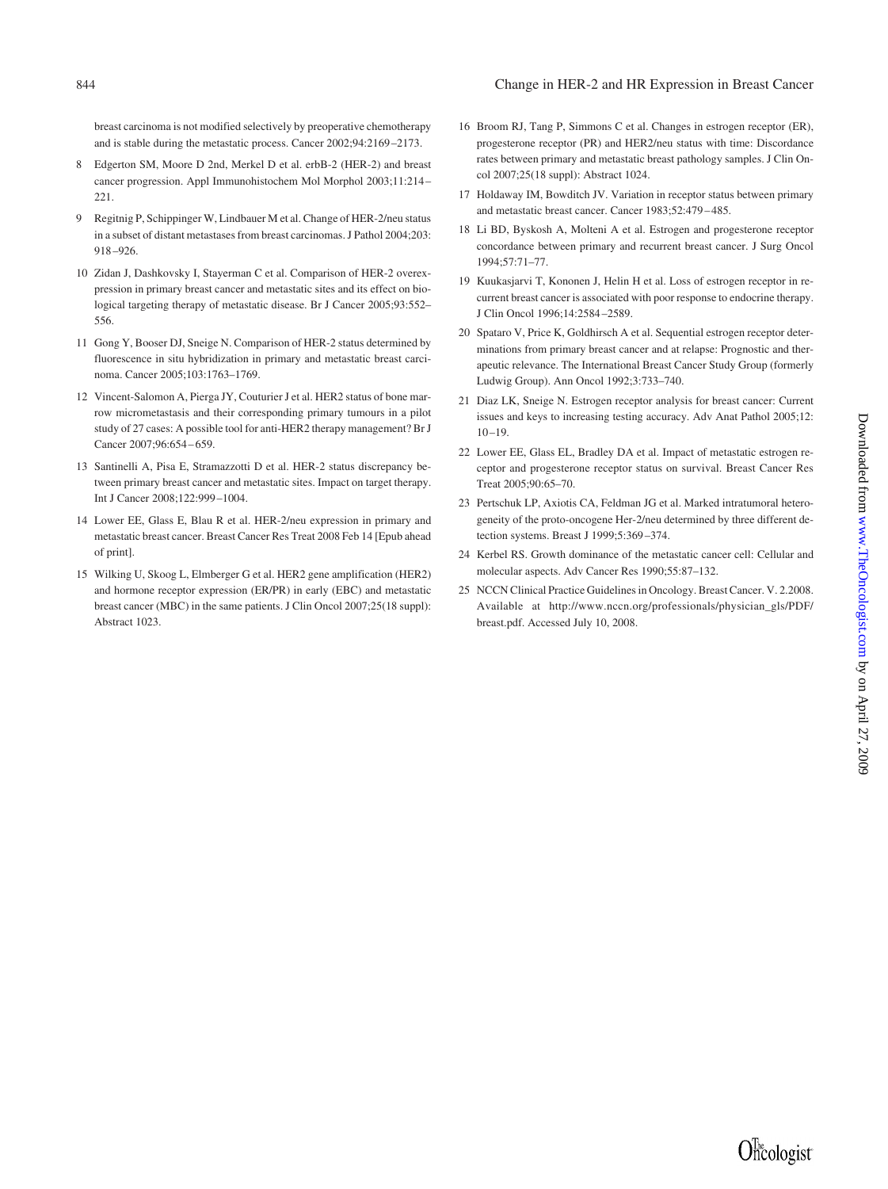breast carcinoma is not modified selectively by preoperative chemotherapy and is stable during the metastatic process. Cancer 2002;94:2169–2173.

8 Edgerton SM, Moore D 2nd, Merkel D et al. erbB-2 (HER-2) and breast cancer progression. Appl Immunohistochem Mol Morphol 2003;11:214–221.

9 Regitnig P, Schippinger W, Lindbauer M et al. Change of HER-2/neu status in a subset of distant metastases from breast carcinomas. J Pathol 2004;203:918–926.

10 Zidan J, Dashkovsky I, Stayerman C et al. Comparison of HER-2 overexpression in primary breast cancer and metastatic sites and its effect on biological targeting therapy of metastatic disease. Br J Cancer 2005;93:552–556.

11 Gong Y, Booser DJ, Sneige N. Comparison of HER-2 status determined by fluorescence in situ hybridization in primary and metastatic breast carcinoma. Cancer 2005;103:1763–1769.

12 Vincent-Salomon A, Pierga JY, Couturier J et al. HER2 status of bone marrow micrometastasis and their corresponding primary tumours in a pilot study of 27 cases: A possible tool for anti-HER2 therapy management? Br J Cancer 2007;96:654–659.

13 Santinelli A, Pisa E, Stramazzotti D et al. HER-2 status discrepancy between primary breast cancer and metastatic sites. Impact on target therapy. Int J Cancer 2008;122:999–1004.

14 Lower EE, Glass E, Blau R et al. HER-2/neu expression in primary and metastatic breast cancer. Breast Cancer Res Treat 2008 Feb 14 [Epub ahead of print].

15 Wilking U, Skoog L, Elmberger G et al. HER2 gene amplification (HER2) and hormone receptor expression (ER/PR) in early (EBC) and metastatic breast cancer (MBC) in the same patients. J Clin Oncol 2007;25(18 suppl): Abstract 1023.

16 Broom RJ, Tang P, Simmons C et al. Changes in estrogen receptor (ER), progesterone receptor (PR) and HER2/neu status with time: Discordance rates between primary and metastatic breast pathology samples. J Clin Oncol 2007;25(18 suppl): Abstract 1024.

17 Holdaway IM, Bowditch JV. Variation in receptor status between primary and metastatic breast cancer. Cancer 1983;52:479–485.

18 Li BD, Byskosh A, Molteni A et al. Estrogen and progesterone receptor concordance between primary and recurrent breast cancer. J Surg Oncol 1994;57:71–77.

19 Kuukasjarvi T, Kononen J, Helin H et al. Loss of estrogen receptor in recurrent breast cancer is associated with poor response to endocrine therapy. J Clin Oncol 1996;14:2584–2589.

20 Spataro V, Price K, Goldhirsch A et al. Sequential estrogen receptor determinations from primary breast cancer and at relapse: Prognostic and therapeutic relevance. The International Breast Cancer Study Group (formerly Ludwig Group). Ann Oncol 1992;3:733–740.

21 Diaz LK, Sneige N. Estrogen receptor analysis for breast cancer: Current issues and keys to increasing testing accuracy. Adv Anat Pathol 2005;12:10–19.

22 Lower EE, Glass EL, Bradley DA et al. Impact of metastatic estrogen receptor and progesterone receptor status on survival. Breast Cancer Res Treat 2005;90:65–70.

23 Pertschuk LP, Axiotis CA, Feldman JG et al. Marked intratumoral heterogeneity of the proto-oncogene Her-2/neu determined by three different detection systems. Breast J 1999;5:369–374.

24 Kerbel RS. Growth dominance of the metastatic cancer cell: Cellular and molecular aspects. Adv Cancer Res 1990;55:87–132.

25 NCCN Clinical Practice Guidelines in Oncology. Breast Cancer. V. 2.2008. Available at http://www.nccn.org/professionals/physician_gls/PDF/breast.pdf. Accessed July 10, 2008.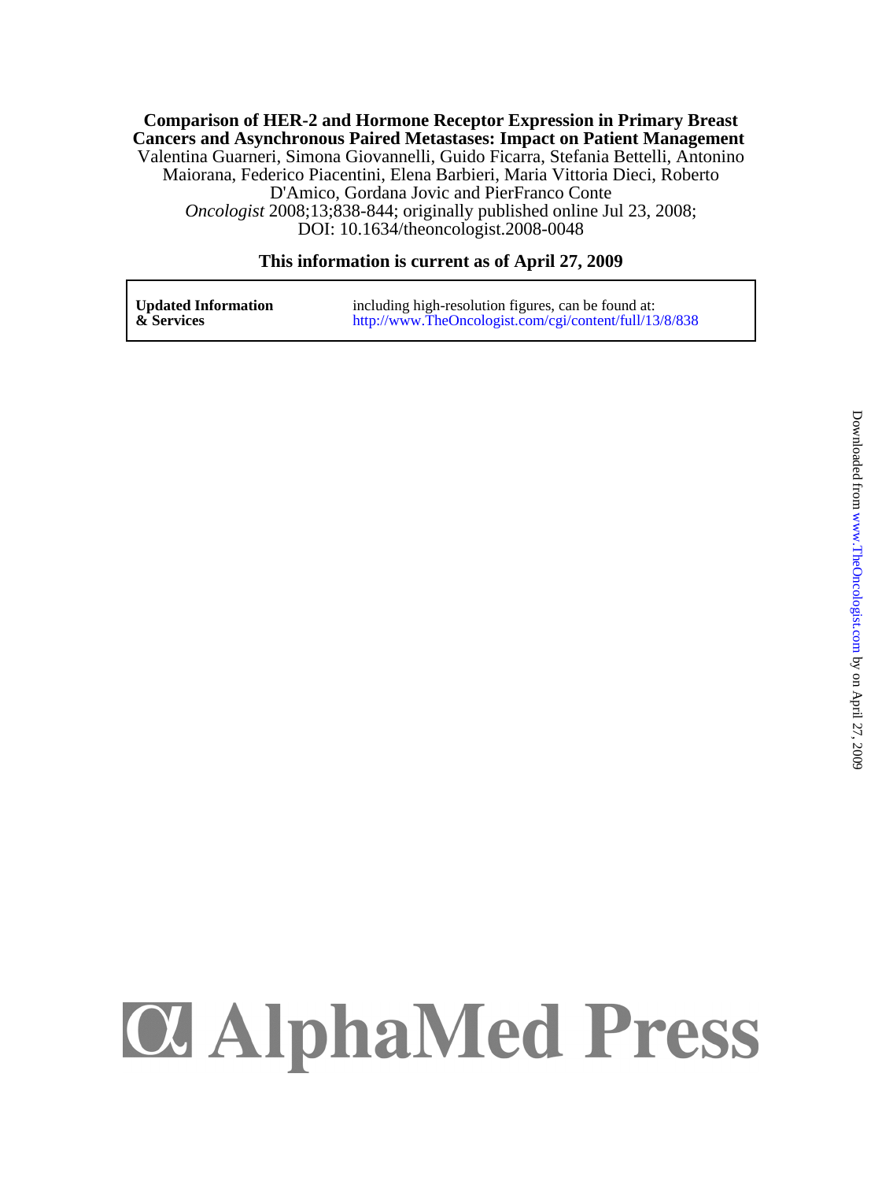**Comparison of HER-2 and Hormone Receptor Expression in Primary Breast Cancers and Asynchronous Paired Metastases: Impact on Patient Management**

Valentina Guarneri, Simona Giovannelli, Guido Ficarra, Stefania Bettelli, Antonino Maiorana, Federico Piacentini, Elena Barbieri, Maria Vittoria Dieci, Roberto D'Amico, Gordana Jovic and PierFranco Conte

*Oncologist* 2008;13;838-844; originally published online Jul 23, 2008;
DOI: 10.1634/theoncologist.2008-0048

**This information is current as of April 27, 2009**

| | |
|---|---|
| **Updated Information & Services** | including high-resolution figures, can be found at: http://www.TheOncologist.com/cgi/content/full/13/8/838 |

Downloaded from www.TheOncologist.com by on April 27, 2009

AlphaMed Press